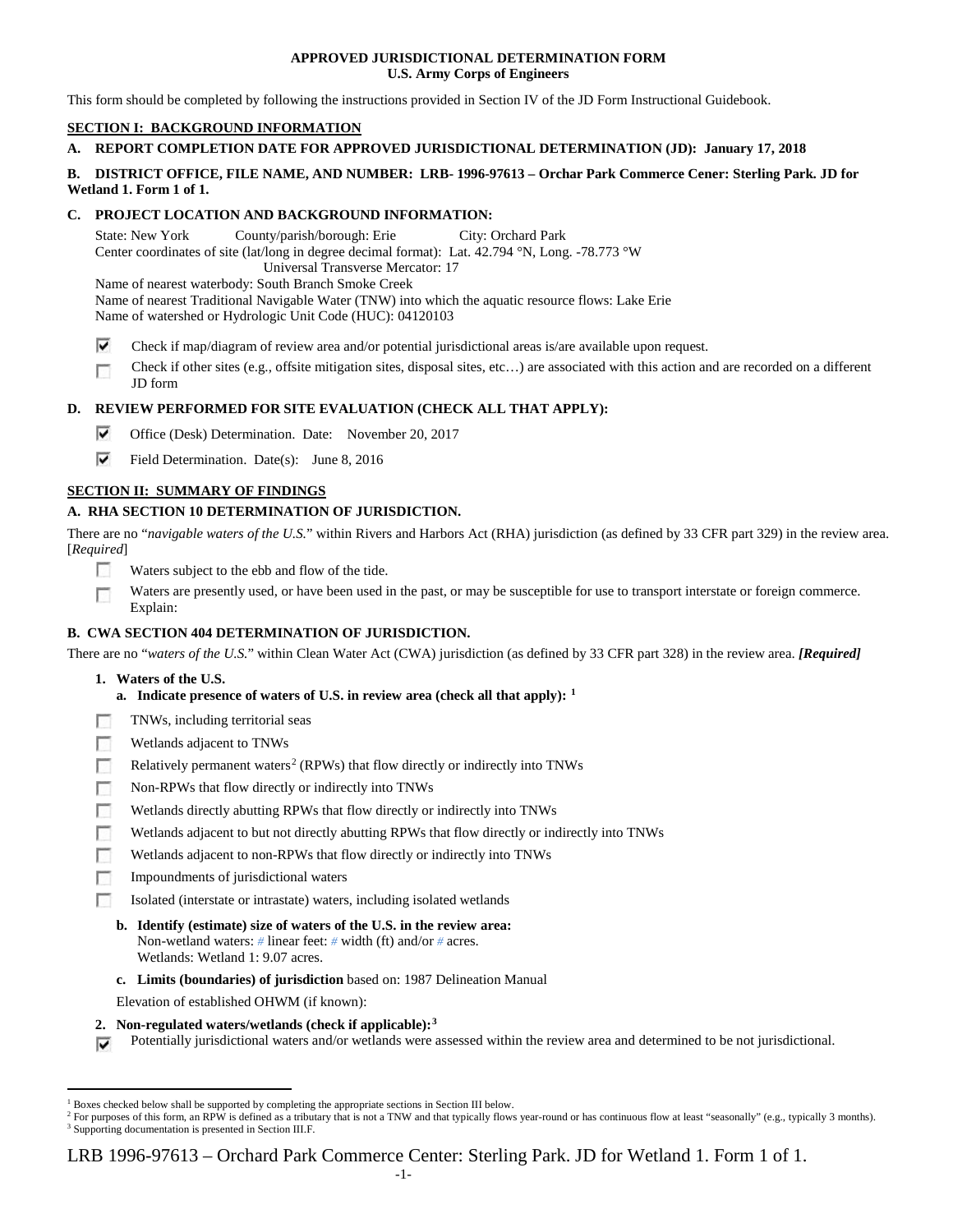**APPROVED JURISDICTIONAL DETERMINATION FORM**
**U.S. Army Corps of Engineers**

This form should be completed by following the instructions provided in Section IV of the JD Form Instructional Guidebook.

## SECTION I: BACKGROUND INFORMATION

**A. REPORT COMPLETION DATE FOR APPROVED JURISDICTIONAL DETERMINATION (JD): January 17, 2018**

**B. DISTRICT OFFICE, FILE NAME, AND NUMBER: LRB- 1996-97613 – Orchar Park Commerce Cener: Sterling Park. JD for Wetland 1. Form 1 of 1.**

**C. PROJECT LOCATION AND BACKGROUND INFORMATION:**

State: New York County/parish/borough: Erie City: Orchard Park
Center coordinates of site (lat/long in degree decimal format): Lat. 42.794 °N, Long. -78.773 °W
Universal Transverse Mercator: 17
Name of nearest waterbody: South Branch Smoke Creek
Name of nearest Traditional Navigable Water (TNW) into which the aquatic resource flows: Lake Erie
Name of watershed or Hydrologic Unit Code (HUC): 04120103

- ☑ Check if map/diagram of review area and/or potential jurisdictional areas is/are available upon request.
- ☐ Check if other sites (e.g., offsite mitigation sites, disposal sites, etc…) are associated with this action and are recorded on a different JD form

**D. REVIEW PERFORMED FOR SITE EVALUATION (CHECK ALL THAT APPLY):**

- ☑ Office (Desk) Determination. Date: November 20, 2017
- ☑ Field Determination. Date(s): June 8, 2016

## SECTION II: SUMMARY OF FINDINGS

**A. RHA SECTION 10 DETERMINATION OF JURISDICTION.**

There are no "*navigable waters of the U.S.*" within Rivers and Harbors Act (RHA) jurisdiction (as defined by 33 CFR part 329) in the review area. [*Required*]

- ☐ Waters subject to the ebb and flow of the tide.
- ☐ Waters are presently used, or have been used in the past, or may be susceptible for use to transport interstate or foreign commerce. Explain:

**B. CWA SECTION 404 DETERMINATION OF JURISDICTION.**

There are no "*waters of the U.S.*" within Clean Water Act (CWA) jurisdiction (as defined by 33 CFR part 328) in the review area. ***[Required]***

**1. Waters of the U.S.**

**a. Indicate presence of waters of U.S. in review area (check all that apply):** [1]

- ☐ TNWs, including territorial seas
- ☐ Wetlands adjacent to TNWs
- ☐ Relatively permanent waters[2] (RPWs) that flow directly or indirectly into TNWs
- ☐ Non-RPWs that flow directly or indirectly into TNWs
- ☐ Wetlands directly abutting RPWs that flow directly or indirectly into TNWs
- ☐ Wetlands adjacent to but not directly abutting RPWs that flow directly or indirectly into TNWs
- ☐ Wetlands adjacent to non-RPWs that flow directly or indirectly into TNWs
- ☐ Impoundments of jurisdictional waters
- ☐ Isolated (interstate or intrastate) waters, including isolated wetlands

**b. Identify (estimate) size of waters of the U.S. in the review area:**
Non-wetland waters: # linear feet: # width (ft) and/or # acres.
Wetlands: Wetland 1: 9.07 acres.

**c. Limits (boundaries) of jurisdiction** based on: 1987 Delineation Manual

Elevation of established OHWM (if known):

**2. Non-regulated waters/wetlands (check if applicable):**[3]

- ☑ Potentially jurisdictional waters and/or wetlands were assessed within the review area and determined to be not jurisdictional.

---

[1] Boxes checked below shall be supported by completing the appropriate sections in Section III below.
[2] For purposes of this form, an RPW is defined as a tributary that is not a TNW and that typically flows year-round or has continuous flow at least "seasonally" (e.g., typically 3 months).
[3] Supporting documentation is presented in Section III.F.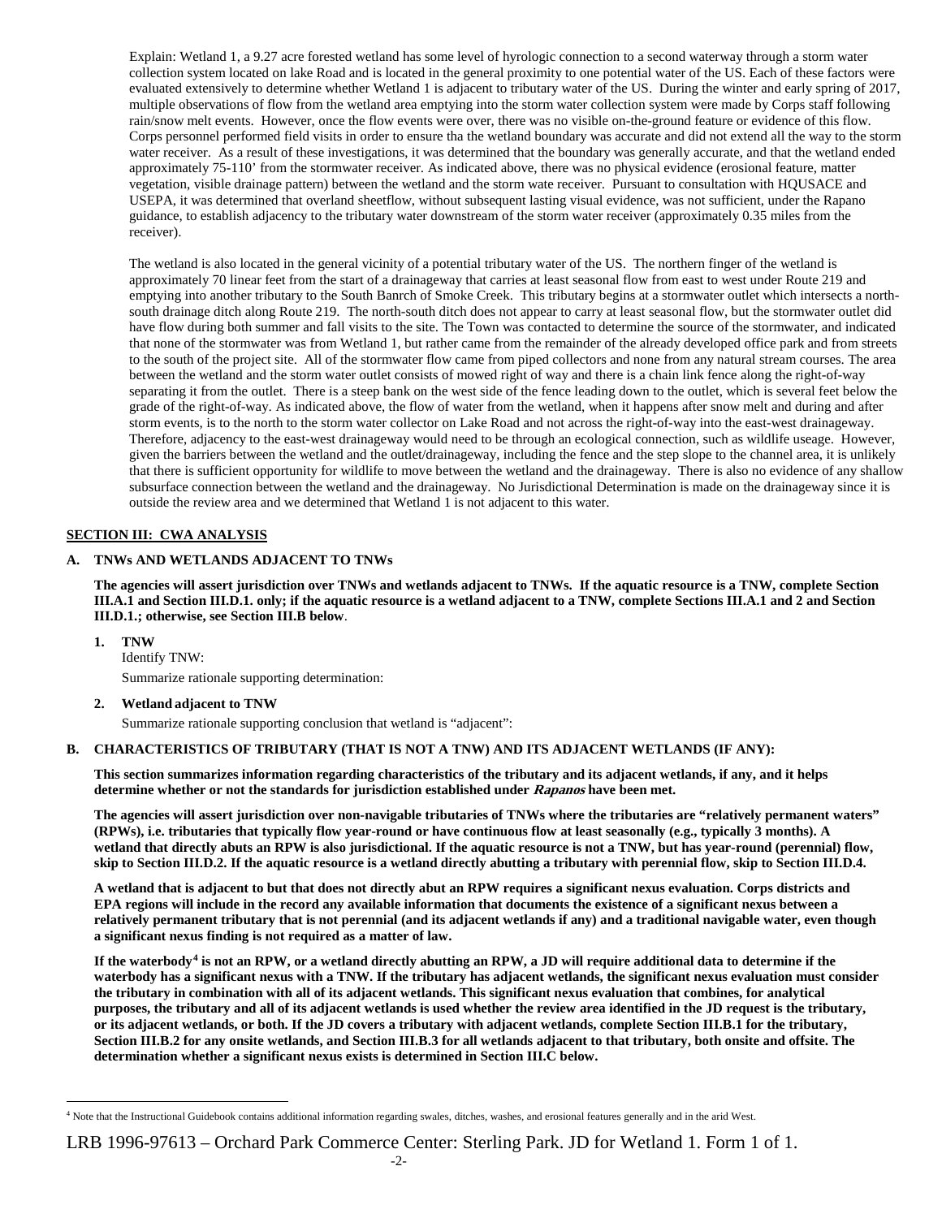Explain: Wetland 1, a 9.27 acre forested wetland has some level of hyrologic connection to a second waterway through a storm water collection system located on lake Road and is located in the general proximity to one potential water of the US. Each of these factors were evaluated extensively to determine whether Wetland 1 is adjacent to tributary water of the US. During the winter and early spring of 2017, multiple observations of flow from the wetland area emptying into the storm water collection system were made by Corps staff following rain/snow melt events. However, once the flow events were over, there was no visible on-the-ground feature or evidence of this flow. Corps personnel performed field visits in order to ensure tha the wetland boundary was accurate and did not extend all the way to the storm water receiver. As a result of these investigations, it was determined that the boundary was generally accurate, and that the wetland ended approximately 75-110' from the stormwater receiver. As indicated above, there was no physical evidence (erosional feature, matter vegetation, visible drainage pattern) between the wetland and the storm wate receiver. Pursuant to consultation with HQUSACE and USEPA, it was determined that overland sheetflow, without subsequent lasting visual evidence, was not sufficient, under the Rapano guidance, to establish adjacency to the tributary water downstream of the storm water receiver (approximately 0.35 miles from the receiver).

The wetland is also located in the general vicinity of a potential tributary water of the US. The northern finger of the wetland is approximately 70 linear feet from the start of a drainageway that carries at least seasonal flow from east to west under Route 219 and emptying into another tributary to the South Banrch of Smoke Creek. This tributary begins at a stormwater outlet which intersects a north-south drainage ditch along Route 219. The north-south ditch does not appear to carry at least seasonal flow, but the stormwater outlet did have flow during both summer and fall visits to the site. The Town was contacted to determine the source of the stormwater, and indicated that none of the stormwater was from Wetland 1, but rather came from the remainder of the already developed office park and from streets to the south of the project site. All of the stormwater flow came from piped collectors and none from any natural stream courses. The area between the wetland and the storm water outlet consists of mowed right of way and there is a chain link fence along the right-of-way separating it from the outlet. There is a steep bank on the west side of the fence leading down to the outlet, which is several feet below the grade of the right-of-way. As indicated above, the flow of water from the wetland, when it happens after snow melt and during and after storm events, is to the north to the storm water collector on Lake Road and not across the right-of-way into the east-west drainageway. Therefore, adjacency to the east-west drainageway would need to be through an ecological connection, such as wildlife useage. However, given the barriers between the wetland and the outlet/drainageway, including the fence and the step slope to the channel area, it is unlikely that there is sufficient opportunity for wildlife to move between the wetland and the drainageway. There is also no evidence of any shallow subsurface connection between the wetland and the drainageway. No Jurisdictional Determination is made on the drainageway since it is outside the review area and we determined that Wetland 1 is not adjacent to this water.

## SECTION III: CWA ANALYSIS

### A. TNWs AND WETLANDS ADJACENT TO TNWs

**The agencies will assert jurisdiction over TNWs and wetlands adjacent to TNWs. If the aquatic resource is a TNW, complete Section III.A.1 and Section III.D.1. only; if the aquatic resource is a wetland adjacent to a TNW, complete Sections III.A.1 and 2 and Section III.D.1.; otherwise, see Section III.B below**.

**1. TNW**

Identify TNW:

Summarize rationale supporting determination:

**2. Wetland adjacent to TNW**

Summarize rationale supporting conclusion that wetland is "adjacent":

### B. CHARACTERISTICS OF TRIBUTARY (THAT IS NOT A TNW) AND ITS ADJACENT WETLANDS (IF ANY):

**This section summarizes information regarding characteristics of the tributary and its adjacent wetlands, if any, and it helps determine whether or not the standards for jurisdiction established under *Rapanos* have been met.**

**The agencies will assert jurisdiction over non-navigable tributaries of TNWs where the tributaries are "relatively permanent waters" (RPWs), i.e. tributaries that typically flow year-round or have continuous flow at least seasonally (e.g., typically 3 months). A wetland that directly abuts an RPW is also jurisdictional. If the aquatic resource is not a TNW, but has year-round (perennial) flow, skip to Section III.D.2. If the aquatic resource is a wetland directly abutting a tributary with perennial flow, skip to Section III.D.4.**

**A wetland that is adjacent to but that does not directly abut an RPW requires a significant nexus evaluation. Corps districts and EPA regions will include in the record any available information that documents the existence of a significant nexus between a relatively permanent tributary that is not perennial (and its adjacent wetlands if any) and a traditional navigable water, even though a significant nexus finding is not required as a matter of law.**

**If the waterbody[4] is not an RPW, or a wetland directly abutting an RPW, a JD will require additional data to determine if the waterbody has a significant nexus with a TNW. If the tributary has adjacent wetlands, the significant nexus evaluation must consider the tributary in combination with all of its adjacent wetlands. This significant nexus evaluation that combines, for analytical purposes, the tributary and all of its adjacent wetlands is used whether the review area identified in the JD request is the tributary, or its adjacent wetlands, or both. If the JD covers a tributary with adjacent wetlands, complete Section III.B.1 for the tributary, Section III.B.2 for any onsite wetlands, and Section III.B.3 for all wetlands adjacent to that tributary, both onsite and offsite. The determination whether a significant nexus exists is determined in Section III.C below.**

[4] Note that the Instructional Guidebook contains additional information regarding swales, ditches, washes, and erosional features generally and in the arid West.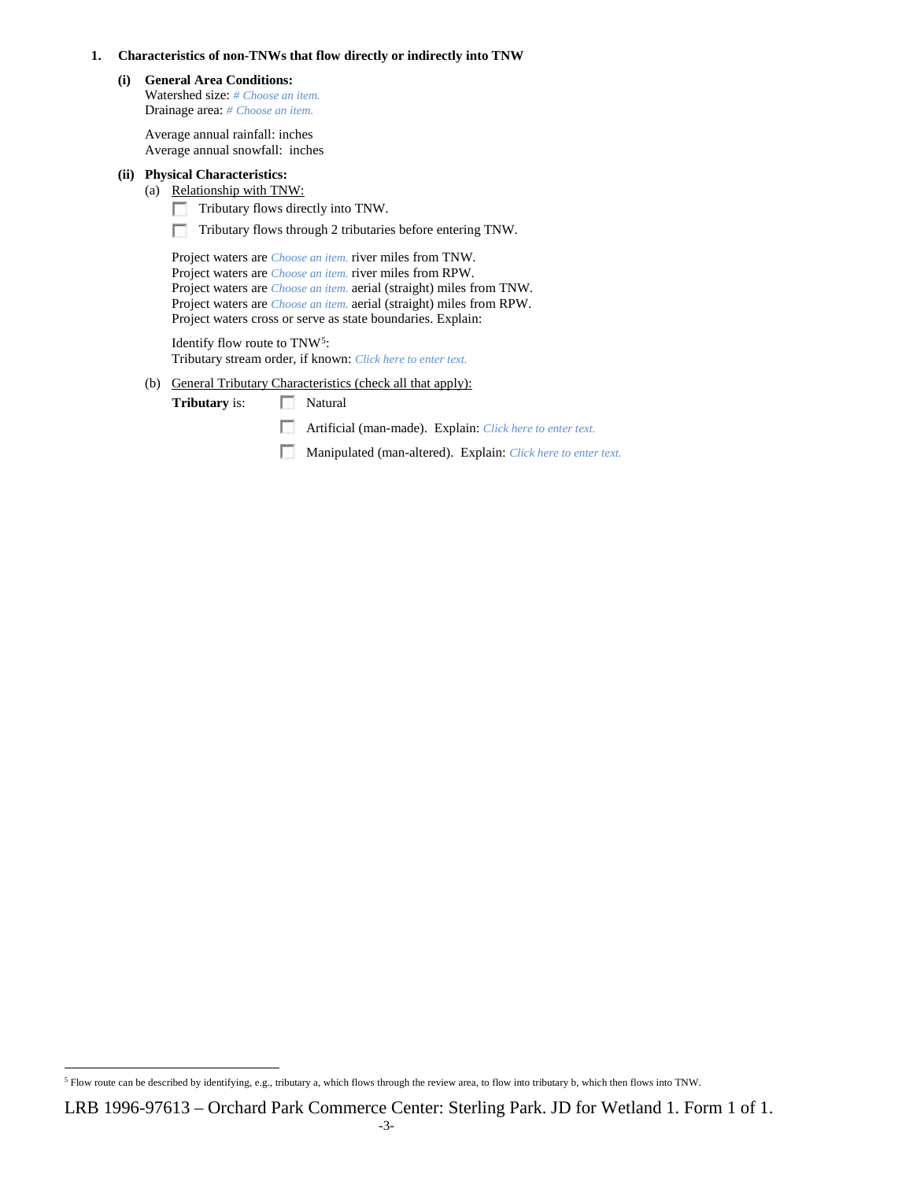**1. Characteristics of non-TNWs that flow directly or indirectly into TNW**

**(i) General Area Conditions:**

Watershed size: *# Choose an item.*
Drainage area: *# Choose an item.*

Average annual rainfall: inches
Average annual snowfall: inches

**(ii) Physical Characteristics:**

(a) Relationship with TNW:

☐ Tributary flows directly into TNW.

☐ Tributary flows through 2 tributaries before entering TNW.

Project waters are *Choose an item.* river miles from TNW.
Project waters are *Choose an item.* river miles from RPW.
Project waters are *Choose an item.* aerial (straight) miles from TNW.
Project waters are *Choose an item.* aerial (straight) miles from RPW.
Project waters cross or serve as state boundaries. Explain:

Identify flow route to TNW[5]:
Tributary stream order, if known: *Click here to enter text.*

(b) General Tributary Characteristics (check all that apply):

**Tributary** is: ☐ Natural

☐ Artificial (man-made). Explain: *Click here to enter text.*

☐ Manipulated (man-altered). Explain: *Click here to enter text.*

[5] Flow route can be described by identifying, e.g., tributary a, which flows through the review area, to flow into tributary b, which then flows into TNW.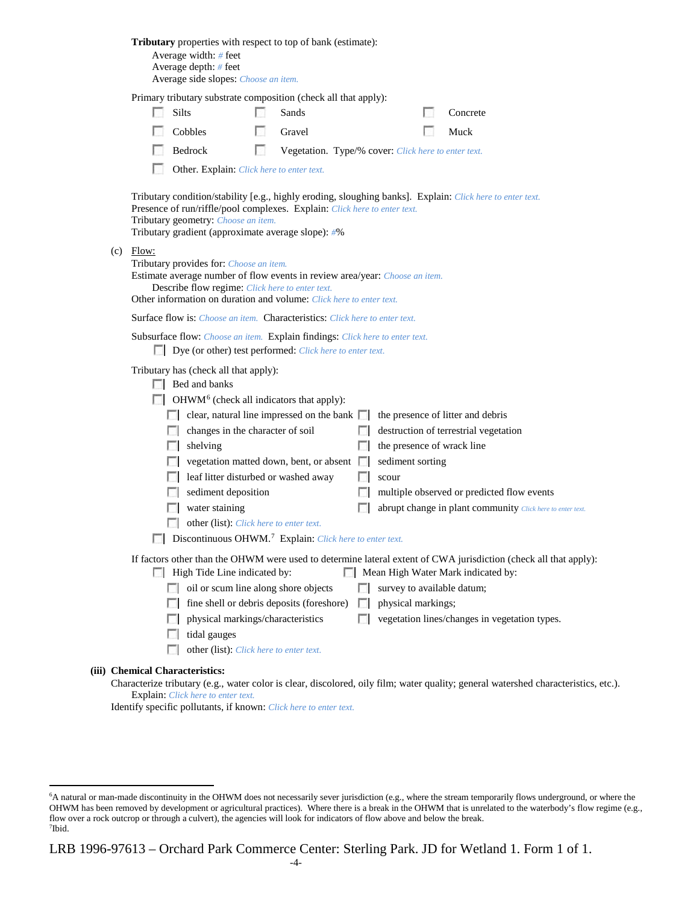**Tributary** properties with respect to top of bank (estimate):

Average width: # feet
Average depth: # feet
Average side slopes: Choose an item.

Primary tributary substrate composition (check all that apply):

- ☐ Silts
- ☐ Sands
- ☐ Concrete
- ☐ Cobbles
- ☐ Gravel
- ☐ Muck
- ☐ Bedrock
- ☐ Vegetation. Type/% cover: Click here to enter text.
- ☐ Other. Explain: Click here to enter text.

Tributary condition/stability [e.g., highly eroding, sloughing banks]. Explain: Click here to enter text.
Presence of run/riffle/pool complexes. Explain: Click here to enter text.
Tributary geometry: Choose an item.
Tributary gradient (approximate average slope): #%

(c) Flow:

Tributary provides for: Choose an item.
Estimate average number of flow events in review area/year: Choose an item.
Describe flow regime: Click here to enter text.
Other information on duration and volume: Click here to enter text.

Surface flow is: Choose an item. Characteristics: Click here to enter text.

Subsurface flow: Choose an item. Explain findings: Click here to enter text.
- ☐ Dye (or other) test performed: Click here to enter text.

Tributary has (check all that apply):

- ☐ Bed and banks
- ☐ OHWM[6] (check all indicators that apply):
  - ☐ clear, natural line impressed on the bank
  - ☐ the presence of litter and debris
  - ☐ changes in the character of soil
  - ☐ destruction of terrestrial vegetation
  - ☐ shelving
  - ☐ the presence of wrack line
  - ☐ vegetation matted down, bent, or absent
  - ☐ sediment sorting
  - ☐ leaf litter disturbed or washed away
  - ☐ scour
  - ☐ sediment deposition
  - ☐ multiple observed or predicted flow events
  - ☐ water staining
  - ☐ abrupt change in plant community Click here to enter text.
  - ☐ other (list): Click here to enter text.
- ☐ Discontinuous OHWM.[7] Explain: Click here to enter text.

If factors other than the OHWM were used to determine lateral extent of CWA jurisdiction (check all that apply):

- ☐ High Tide Line indicated by:
  - ☐ oil or scum line along shore objects
  - ☐ fine shell or debris deposits (foreshore)
  - ☐ physical markings/characteristics
  - ☐ tidal gauges
  - ☐ other (list): Click here to enter text.
- ☐ Mean High Water Mark indicated by:
  - ☐ survey to available datum;
  - ☐ physical markings;
  - ☐ vegetation lines/changes in vegetation types.

**(iii) Chemical Characteristics:**

Characterize tributary (e.g., water color is clear, discolored, oily film; water quality; general watershed characteristics, etc.).
Explain: Click here to enter text.
Identify specific pollutants, if known: Click here to enter text.

---

[6] A natural or man-made discontinuity in the OHWM does not necessarily sever jurisdiction (e.g., where the stream temporarily flows underground, or where the OHWM has been removed by development or agricultural practices). Where there is a break in the OHWM that is unrelated to the waterbody's flow regime (e.g., flow over a rock outcrop or through a culvert), the agencies will look for indicators of flow above and below the break.
[7] Ibid.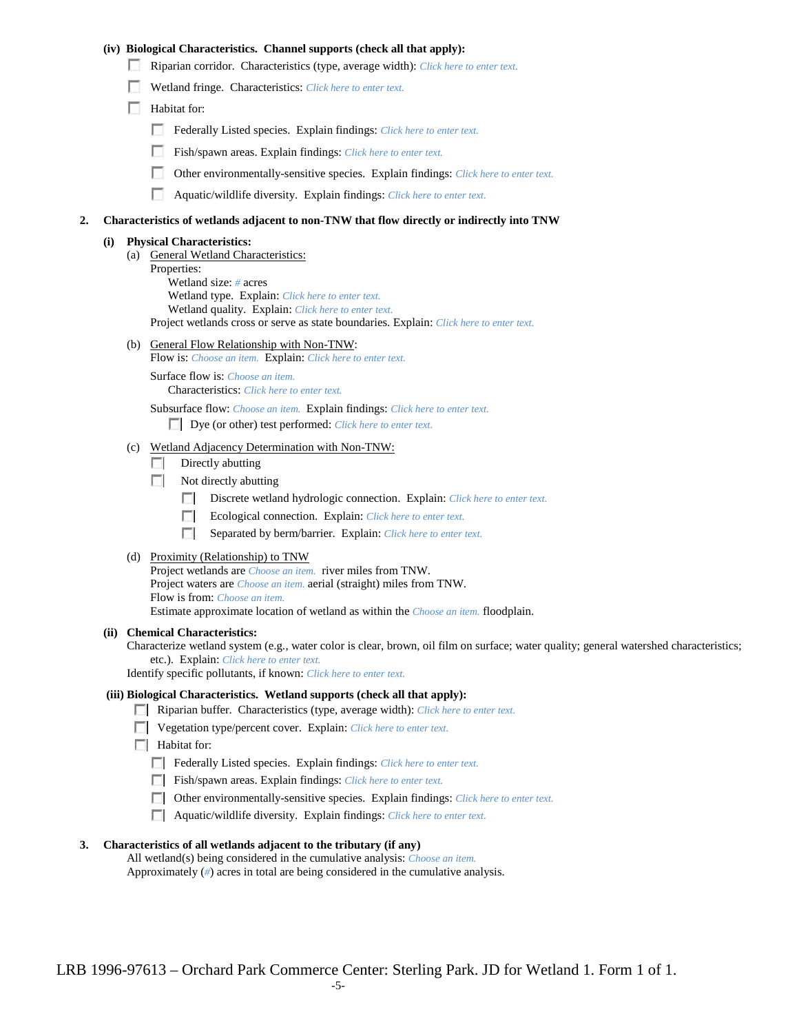**(iv) Biological Characteristics. Channel supports (check all that apply):**

- ☐ Riparian corridor. Characteristics (type, average width): *Click here to enter text.*
- ☐ Wetland fringe. Characteristics: *Click here to enter text.*
- ☐ Habitat for:
  - ☐ Federally Listed species. Explain findings: *Click here to enter text.*
  - ☐ Fish/spawn areas. Explain findings: *Click here to enter text.*
  - ☐ Other environmentally-sensitive species. Explain findings: *Click here to enter text.*
  - ☐ Aquatic/wildlife diversity. Explain findings: *Click here to enter text.*

**2. Characteristics of wetlands adjacent to non-TNW that flow directly or indirectly into TNW**

**(i) Physical Characteristics:**

(a) General Wetland Characteristics:

Properties:

Wetland size: *#* acres

Wetland type. Explain: *Click here to enter text.*

Wetland quality. Explain: *Click here to enter text.*

Project wetlands cross or serve as state boundaries. Explain: *Click here to enter text.*

(b) General Flow Relationship with Non-TNW:

Flow is: *Choose an item.* Explain: *Click here to enter text.*

Surface flow is: *Choose an item.*

Characteristics: *Click here to enter text.*

Subsurface flow: *Choose an item.* Explain findings: *Click here to enter text.*

- ☐ Dye (or other) test performed: *Click here to enter text.*

(c) Wetland Adjacency Determination with Non-TNW:

- ☐ Directly abutting
- ☐ Not directly abutting
  - ☐ Discrete wetland hydrologic connection. Explain: *Click here to enter text.*
  - ☐ Ecological connection. Explain: *Click here to enter text.*
  - ☐ Separated by berm/barrier. Explain: *Click here to enter text.*

(d) Proximity (Relationship) to TNW

Project wetlands are *Choose an item.* river miles from TNW.

Project waters are *Choose an item.* aerial (straight) miles from TNW.

Flow is from: *Choose an item.*

Estimate approximate location of wetland as within the *Choose an item.* floodplain.

**(ii) Chemical Characteristics:**

Characterize wetland system (e.g., water color is clear, brown, oil film on surface; water quality; general watershed characteristics; etc.). Explain: *Click here to enter text.*

Identify specific pollutants, if known: *Click here to enter text.*

**(iii) Biological Characteristics. Wetland supports (check all that apply):**

- ☐ Riparian buffer. Characteristics (type, average width): *Click here to enter text.*
- ☐ Vegetation type/percent cover. Explain: *Click here to enter text.*
- ☐ Habitat for:
  - ☐ Federally Listed species. Explain findings: *Click here to enter text.*
  - ☐ Fish/spawn areas. Explain findings: *Click here to enter text.*
  - ☐ Other environmentally-sensitive species. Explain findings: *Click here to enter text.*
  - ☐ Aquatic/wildlife diversity. Explain findings: *Click here to enter text.*

**3. Characteristics of all wetlands adjacent to the tributary (if any)**

All wetland(s) being considered in the cumulative analysis: *Choose an item.*

Approximately (*#*) acres in total are being considered in the cumulative analysis.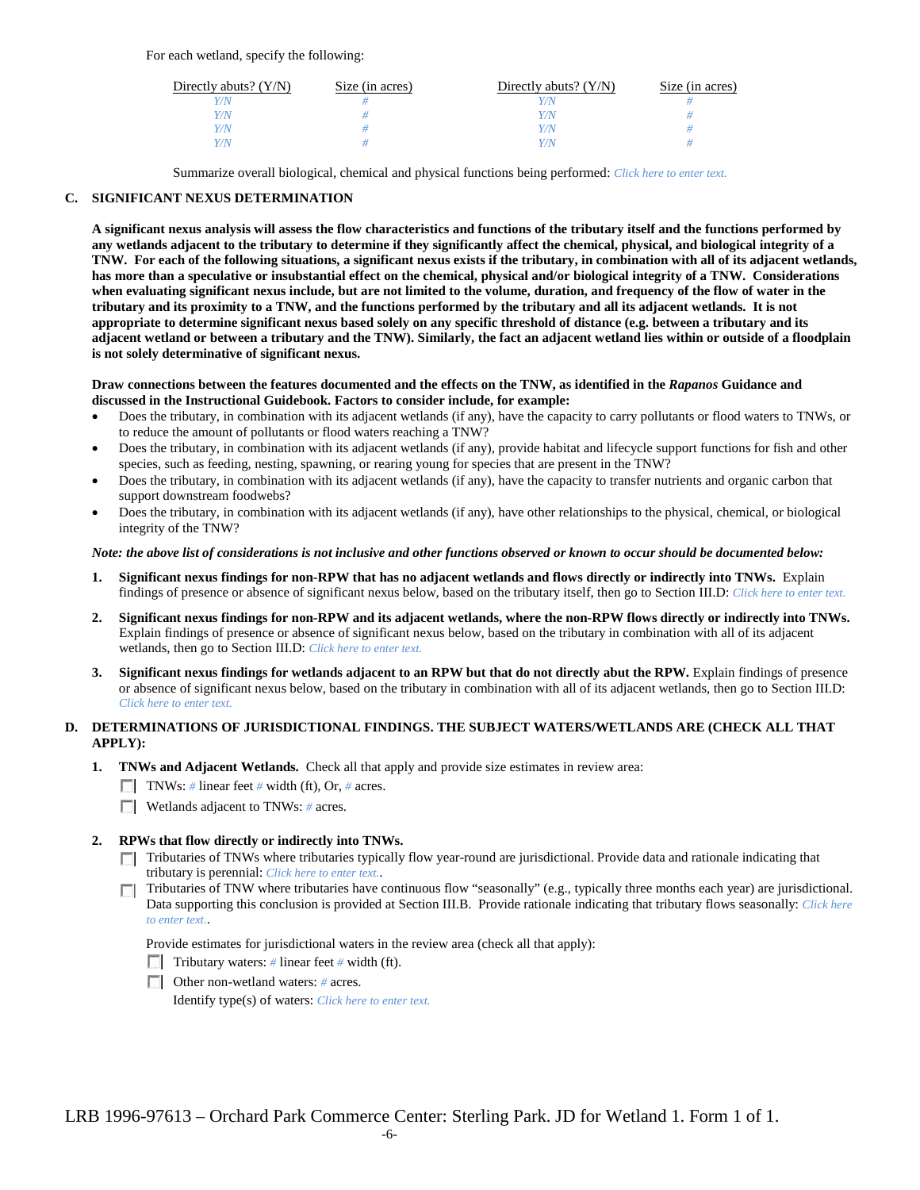For each wetland, specify the following:

| Directly abuts? (Y/N) | Size (in acres) | Directly abuts? (Y/N) | Size (in acres) |
|---|---|---|---|
| *Y/N* | *#* | *Y/N* | *#* |
| *Y/N* | *#* | *Y/N* | *#* |
| *Y/N* | *#* | *Y/N* | *#* |
| *Y/N* | *#* | *Y/N* | *#* |

Summarize overall biological, chemical and physical functions being performed: *Click here to enter text.*

**C. SIGNIFICANT NEXUS DETERMINATION**

**A significant nexus analysis will assess the flow characteristics and functions of the tributary itself and the functions performed by any wetlands adjacent to the tributary to determine if they significantly affect the chemical, physical, and biological integrity of a TNW. For each of the following situations, a significant nexus exists if the tributary, in combination with all of its adjacent wetlands, has more than a speculative or insubstantial effect on the chemical, physical and/or biological integrity of a TNW. Considerations when evaluating significant nexus include, but are not limited to the volume, duration, and frequency of the flow of water in the tributary and its proximity to a TNW, and the functions performed by the tributary and all its adjacent wetlands. It is not appropriate to determine significant nexus based solely on any specific threshold of distance (e.g. between a tributary and its adjacent wetland or between a tributary and the TNW). Similarly, the fact an adjacent wetland lies within or outside of a floodplain is not solely determinative of significant nexus.**

**Draw connections between the features documented and the effects on the TNW, as identified in the *Rapanos* Guidance and discussed in the Instructional Guidebook. Factors to consider include, for example:**

- Does the tributary, in combination with its adjacent wetlands (if any), have the capacity to carry pollutants or flood waters to TNWs, or to reduce the amount of pollutants or flood waters reaching a TNW?
- Does the tributary, in combination with its adjacent wetlands (if any), provide habitat and lifecycle support functions for fish and other species, such as feeding, nesting, spawning, or rearing young for species that are present in the TNW?
- Does the tributary, in combination with its adjacent wetlands (if any), have the capacity to transfer nutrients and organic carbon that support downstream foodwebs?
- Does the tributary, in combination with its adjacent wetlands (if any), have other relationships to the physical, chemical, or biological integrity of the TNW?

***Note: the above list of considerations is not inclusive and other functions observed or known to occur should be documented below:***

1. **Significant nexus findings for non-RPW that has no adjacent wetlands and flows directly or indirectly into TNWs.** Explain findings of presence or absence of significant nexus below, based on the tributary itself, then go to Section III.D: *Click here to enter text.*

2. **Significant nexus findings for non-RPW and its adjacent wetlands, where the non-RPW flows directly or indirectly into TNWs.** Explain findings of presence or absence of significant nexus below, based on the tributary in combination with all of its adjacent wetlands, then go to Section III.D: *Click here to enter text.*

3. **Significant nexus findings for wetlands adjacent to an RPW but that do not directly abut the RPW.** Explain findings of presence or absence of significant nexus below, based on the tributary in combination with all of its adjacent wetlands, then go to Section III.D: *Click here to enter text.*

**D. DETERMINATIONS OF JURISDICTIONAL FINDINGS. THE SUBJECT WATERS/WETLANDS ARE (CHECK ALL THAT APPLY):**

1. **TNWs and Adjacent Wetlands.** Check all that apply and provide size estimates in review area:
   - ☐ TNWs: *#* linear feet *#* width (ft), Or, *#* acres.
   - ☐ Wetlands adjacent to TNWs: *#* acres.

2. **RPWs that flow directly or indirectly into TNWs.**
   - ☐ Tributaries of TNWs where tributaries typically flow year-round are jurisdictional. Provide data and rationale indicating that tributary is perennial: *Click here to enter text.*.
   - ☐ Tributaries of TNW where tributaries have continuous flow "seasonally" (e.g., typically three months each year) are jurisdictional. Data supporting this conclusion is provided at Section III.B. Provide rationale indicating that tributary flows seasonally: *Click here to enter text.*.

   Provide estimates for jurisdictional waters in the review area (check all that apply):
   - ☐ Tributary waters: *#* linear feet *#* width (ft).
   - ☐ Other non-wetland waters: *#* acres.
     Identify type(s) of waters: *Click here to enter text.*

LRB 1996-97613 – Orchard Park Commerce Center: Sterling Park. JD for Wetland 1. Form 1 of 1.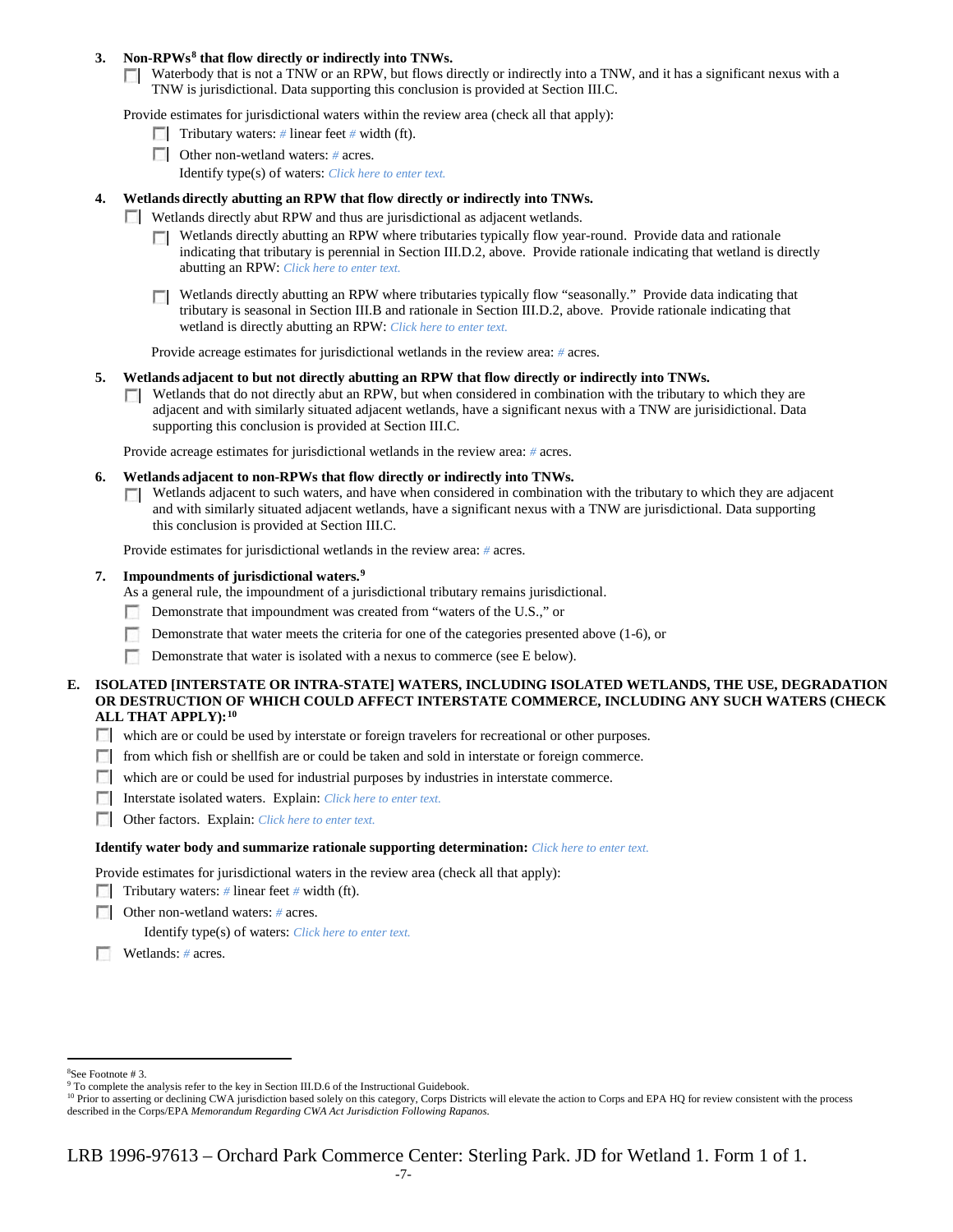**3. Non-RPWs[8] that flow directly or indirectly into TNWs.**

☐ Waterbody that is not a TNW or an RPW, but flows directly or indirectly into a TNW, and it has a significant nexus with a TNW is jurisdictional. Data supporting this conclusion is provided at Section III.C.

Provide estimates for jurisdictional waters within the review area (check all that apply):

- ☐ Tributary waters: # linear feet # width (ft).
- ☐ Other non-wetland waters: # acres.
  Identify type(s) of waters: *Click here to enter text.*

**4. Wetlands directly abutting an RPW that flow directly or indirectly into TNWs.**

☐ Wetlands directly abut RPW and thus are jurisdictional as adjacent wetlands.

- ☐ Wetlands directly abutting an RPW where tributaries typically flow year-round. Provide data and rationale indicating that tributary is perennial in Section III.D.2, above. Provide rationale indicating that wetland is directly abutting an RPW: *Click here to enter text.*
- ☐ Wetlands directly abutting an RPW where tributaries typically flow "seasonally." Provide data indicating that tributary is seasonal in Section III.B and rationale in Section III.D.2, above. Provide rationale indicating that wetland is directly abutting an RPW: *Click here to enter text.*

Provide acreage estimates for jurisdictional wetlands in the review area: # acres.

**5. Wetlands adjacent to but not directly abutting an RPW that flow directly or indirectly into TNWs.**

☐ Wetlands that do not directly abut an RPW, but when considered in combination with the tributary to which they are adjacent and with similarly situated adjacent wetlands, have a significant nexus with a TNW are jurisidictional. Data supporting this conclusion is provided at Section III.C.

Provide acreage estimates for jurisdictional wetlands in the review area: # acres.

**6. Wetlands adjacent to non-RPWs that flow directly or indirectly into TNWs.**

☐ Wetlands adjacent to such waters, and have when considered in combination with the tributary to which they are adjacent and with similarly situated adjacent wetlands, have a significant nexus with a TNW are jurisdictional. Data supporting this conclusion is provided at Section III.C.

Provide estimates for jurisdictional wetlands in the review area: # acres.

**7. Impoundments of jurisdictional waters.[9]**

As a general rule, the impoundment of a jurisdictional tributary remains jurisdictional.

- ☐ Demonstrate that impoundment was created from "waters of the U.S.," or
- ☐ Demonstrate that water meets the criteria for one of the categories presented above (1-6), or
- ☐ Demonstrate that water is isolated with a nexus to commerce (see E below).

**E. ISOLATED [INTERSTATE OR INTRA-STATE] WATERS, INCLUDING ISOLATED WETLANDS, THE USE, DEGRADATION OR DESTRUCTION OF WHICH COULD AFFECT INTERSTATE COMMERCE, INCLUDING ANY SUCH WATERS (CHECK ALL THAT APPLY):[10]**

- ☐ which are or could be used by interstate or foreign travelers for recreational or other purposes.
- ☐ from which fish or shellfish are or could be taken and sold in interstate or foreign commerce.
- ☐ which are or could be used for industrial purposes by industries in interstate commerce.
- ☐ Interstate isolated waters. Explain: *Click here to enter text.*
- ☐ Other factors. Explain: *Click here to enter text.*

**Identify water body and summarize rationale supporting determination:** *Click here to enter text.*

Provide estimates for jurisdictional waters in the review area (check all that apply):

- ☐ Tributary waters: # linear feet # width (ft).
- ☐ Other non-wetland waters: # acres.
  Identify type(s) of waters: *Click here to enter text.*
- ☐ Wetlands: # acres.

---

[8] See Footnote # 3.

[9] To complete the analysis refer to the key in Section III.D.6 of the Instructional Guidebook.

[10] Prior to asserting or declining CWA jurisdiction based solely on this category, Corps Districts will elevate the action to Corps and EPA HQ for review consistent with the process described in the Corps/EPA *Memorandum Regarding CWA Act Jurisdiction Following Rapanos.*

LRB 1996-97613 – Orchard Park Commerce Center: Sterling Park. JD for Wetland 1. Form 1 of 1.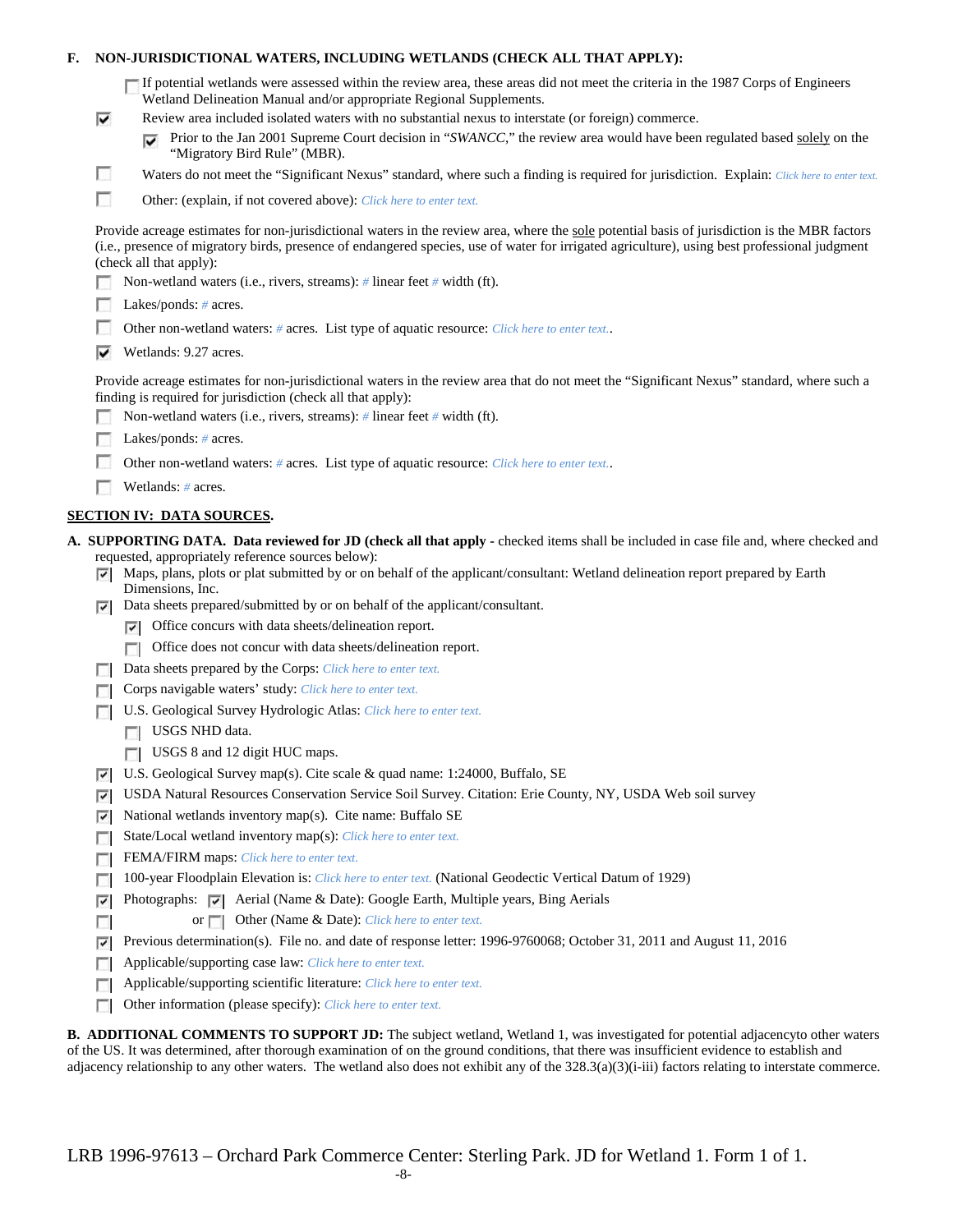**F. NON-JURISDICTIONAL WATERS, INCLUDING WETLANDS (CHECK ALL THAT APPLY):**

- [ ] If potential wetlands were assessed within the review area, these areas did not meet the criteria in the 1987 Corps of Engineers Wetland Delineation Manual and/or appropriate Regional Supplements.
- [x] Review area included isolated waters with no substantial nexus to interstate (or foreign) commerce.
  - [x] Prior to the Jan 2001 Supreme Court decision in "*SWANCC*," the review area would have been regulated based <u>solely</u> on the "Migratory Bird Rule" (MBR).
- [ ] Waters do not meet the "Significant Nexus" standard, where such a finding is required for jurisdiction. Explain: *Click here to enter text.*
- [ ] Other: (explain, if not covered above): *Click here to enter text.*

Provide acreage estimates for non-jurisdictional waters in the review area, where the <u>sole</u> potential basis of jurisdiction is the MBR factors (i.e., presence of migratory birds, presence of endangered species, use of water for irrigated agriculture), using best professional judgment (check all that apply):

- [ ] Non-wetland waters (i.e., rivers, streams): *#* linear feet *#* width (ft).
- [ ] Lakes/ponds: *#* acres.
- [ ] Other non-wetland waters: *#* acres. List type of aquatic resource: *Click here to enter text.*.
- [x] Wetlands: 9.27 acres.

Provide acreage estimates for non-jurisdictional waters in the review area that do not meet the "Significant Nexus" standard, where such a finding is required for jurisdiction (check all that apply):

- [ ] Non-wetland waters (i.e., rivers, streams): *#* linear feet *#* width (ft).
- [ ] Lakes/ponds: *#* acres.
- [ ] Other non-wetland waters: *#* acres. List type of aquatic resource: *Click here to enter text.*.
- [ ] Wetlands: *#* acres.

## <u>SECTION IV: DATA SOURCES.</u>

**A. SUPPORTING DATA. Data reviewed for JD (check all that apply** - checked items shall be included in case file and, where checked and requested, appropriately reference sources below):

- [x] Maps, plans, plots or plat submitted by or on behalf of the applicant/consultant: Wetland delineation report prepared by Earth Dimensions, Inc.
- [x] Data sheets prepared/submitted by or on behalf of the applicant/consultant.
  - [x] Office concurs with data sheets/delineation report.
  - [ ] Office does not concur with data sheets/delineation report.
- [ ] Data sheets prepared by the Corps: *Click here to enter text.*
- [ ] Corps navigable waters' study: *Click here to enter text.*
- [ ] U.S. Geological Survey Hydrologic Atlas: *Click here to enter text.*
  - [ ] USGS NHD data.
  - [ ] USGS 8 and 12 digit HUC maps.
- [x] U.S. Geological Survey map(s). Cite scale & quad name: 1:24000, Buffalo, SE
- [x] USDA Natural Resources Conservation Service Soil Survey. Citation: Erie County, NY, USDA Web soil survey
- [x] National wetlands inventory map(s). Cite name: Buffalo SE
- [ ] State/Local wetland inventory map(s): *Click here to enter text.*
- [ ] FEMA/FIRM maps: *Click here to enter text.*
- [ ] 100-year Floodplain Elevation is: *Click here to enter text.* (National Geodectic Vertical Datum of 1929)
- [x] Photographs: [x] Aerial (Name & Date): Google Earth, Multiple years, Bing Aerials
- [ ] or [ ] Other (Name & Date): *Click here to enter text.*
- [x] Previous determination(s). File no. and date of response letter: 1996-9760068; October 31, 2011 and August 11, 2016
- [ ] Applicable/supporting case law: *Click here to enter text.*
- [ ] Applicable/supporting scientific literature: *Click here to enter text.*
- [ ] Other information (please specify): *Click here to enter text.*

**B. ADDITIONAL COMMENTS TO SUPPORT JD:** The subject wetland, Wetland 1, was investigated for potential adjacencyto other waters of the US. It was determined, after thorough examination of on the ground conditions, that there was insufficient evidence to establish and adjacency relationship to any other waters. The wetland also does not exhibit any of the 328.3(a)(3)(i-iii) factors relating to interstate commerce.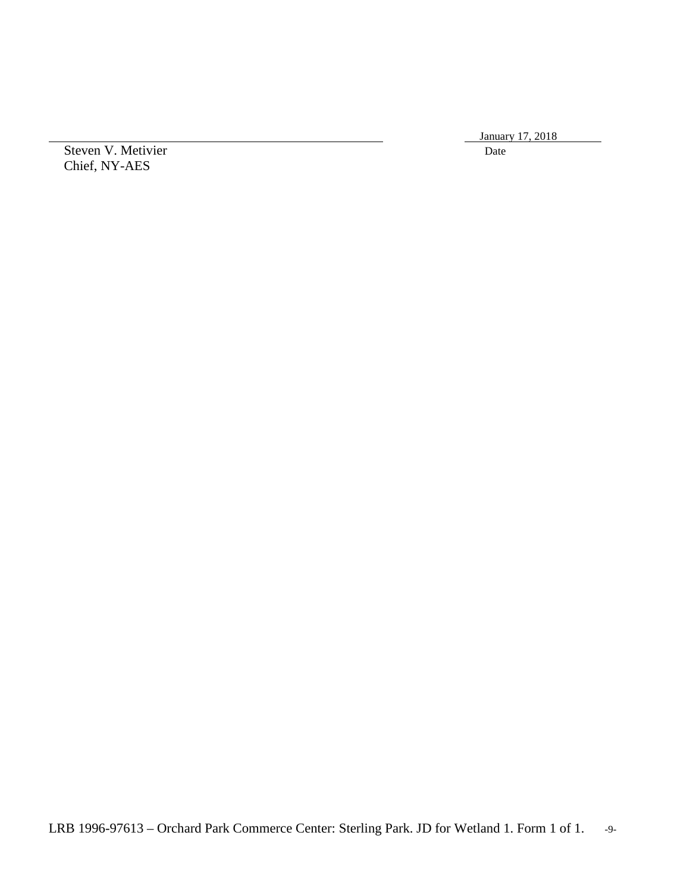_______________________________________________ January 17, 2018

Steven V. Metivier Date
Chief, NY-AES